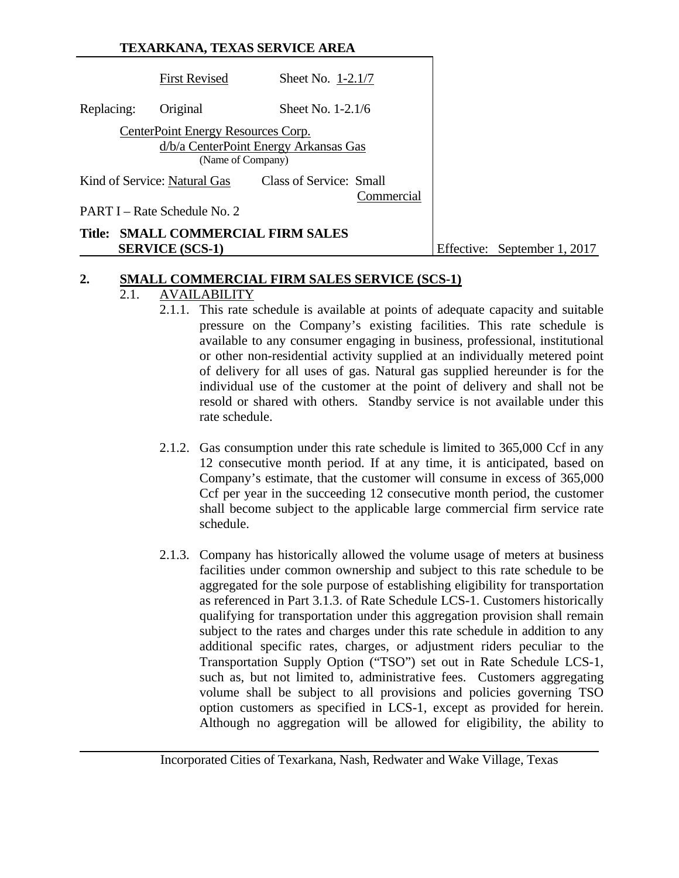**TEXARKANA, TEXAS SERVICE AREA**

| | | |
|---|---|---|
| | First Revised | Sheet No. 1-2.1/7 |
| Replacing: | Original | Sheet No. 1-2.1/6 |

CenterPoint Energy Resources Corp.
d/b/a CenterPoint Energy Arkansas Gas
(Name of Company)

Kind of Service: Natural Gas    Class of Service: Small Commercial

PART I – Rate Schedule No. 2

**Title: SMALL COMMERCIAL FIRM SALES SERVICE (SCS-1)**

Effective: September 1, 2017

## 2. SMALL COMMERCIAL FIRM SALES SERVICE (SCS-1)

### 2.1. AVAILABILITY

2.1.1. This rate schedule is available at points of adequate capacity and suitable pressure on the Company's existing facilities. This rate schedule is available to any consumer engaging in business, professional, institutional or other non-residential activity supplied at an individually metered point of delivery for all uses of gas. Natural gas supplied hereunder is for the individual use of the customer at the point of delivery and shall not be resold or shared with others. Standby service is not available under this rate schedule.

2.1.2. Gas consumption under this rate schedule is limited to 365,000 Ccf in any 12 consecutive month period. If at any time, it is anticipated, based on Company's estimate, that the customer will consume in excess of 365,000 Ccf per year in the succeeding 12 consecutive month period, the customer shall become subject to the applicable large commercial firm service rate schedule.

2.1.3. Company has historically allowed the volume usage of meters at business facilities under common ownership and subject to this rate schedule to be aggregated for the sole purpose of establishing eligibility for transportation as referenced in Part 3.1.3. of Rate Schedule LCS-1. Customers historically qualifying for transportation under this aggregation provision shall remain subject to the rates and charges under this rate schedule in addition to any additional specific rates, charges, or adjustment riders peculiar to the Transportation Supply Option ("TSO") set out in Rate Schedule LCS-1, such as, but not limited to, administrative fees. Customers aggregating volume shall be subject to all provisions and policies governing TSO option customers as specified in LCS-1, except as provided for herein. Although no aggregation will be allowed for eligibility, the ability to

Incorporated Cities of Texarkana, Nash, Redwater and Wake Village, Texas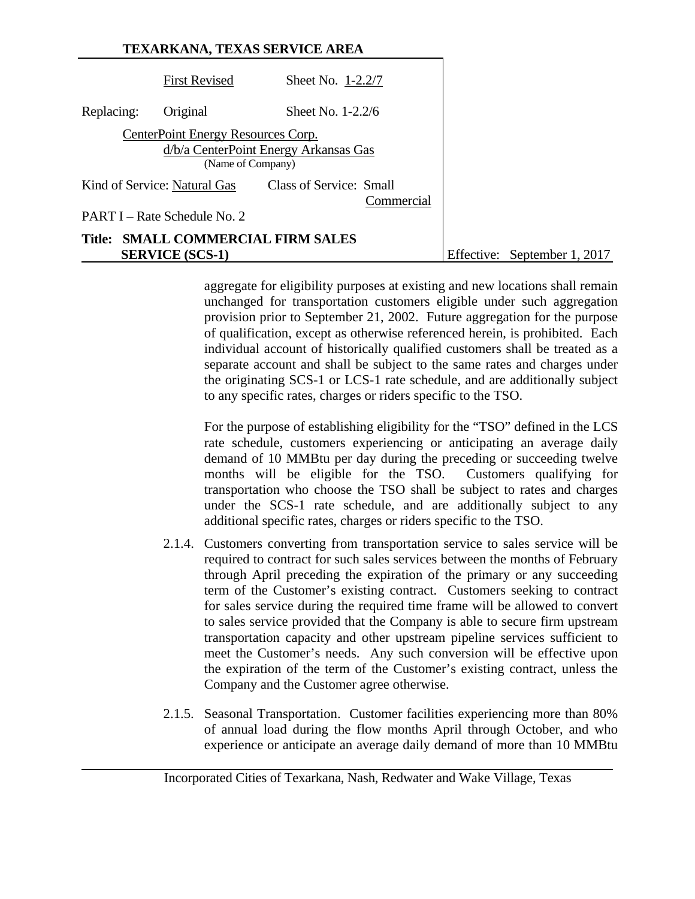aggregate for eligibility purposes at existing and new locations shall remain unchanged for transportation customers eligible under such aggregation provision prior to September 21, 2002. Future aggregation for the purpose of qualification, except as otherwise referenced herein, is prohibited. Each individual account of historically qualified customers shall be treated as a separate account and shall be subject to the same rates and charges under the originating SCS-1 or LCS-1 rate schedule, and are additionally subject to any specific rates, charges or riders specific to the TSO.

For the purpose of establishing eligibility for the "TSO" defined in the LCS rate schedule, customers experiencing or anticipating an average daily demand of 10 MMBtu per day during the preceding or succeeding twelve months will be eligible for the TSO. Customers qualifying for transportation who choose the TSO shall be subject to rates and charges under the SCS-1 rate schedule, and are additionally subject to any additional specific rates, charges or riders specific to the TSO.

2.1.4. Customers converting from transportation service to sales service will be required to contract for such sales services between the months of February through April preceding the expiration of the primary or any succeeding term of the Customer's existing contract. Customers seeking to contract for sales service during the required time frame will be allowed to convert to sales service provided that the Company is able to secure firm upstream transportation capacity and other upstream pipeline services sufficient to meet the Customer's needs. Any such conversion will be effective upon the expiration of the term of the Customer's existing contract, unless the Company and the Customer agree otherwise.

2.1.5. Seasonal Transportation. Customer facilities experiencing more than 80% of annual load during the flow months April through October, and who experience or anticipate an average daily demand of more than 10 MMBtu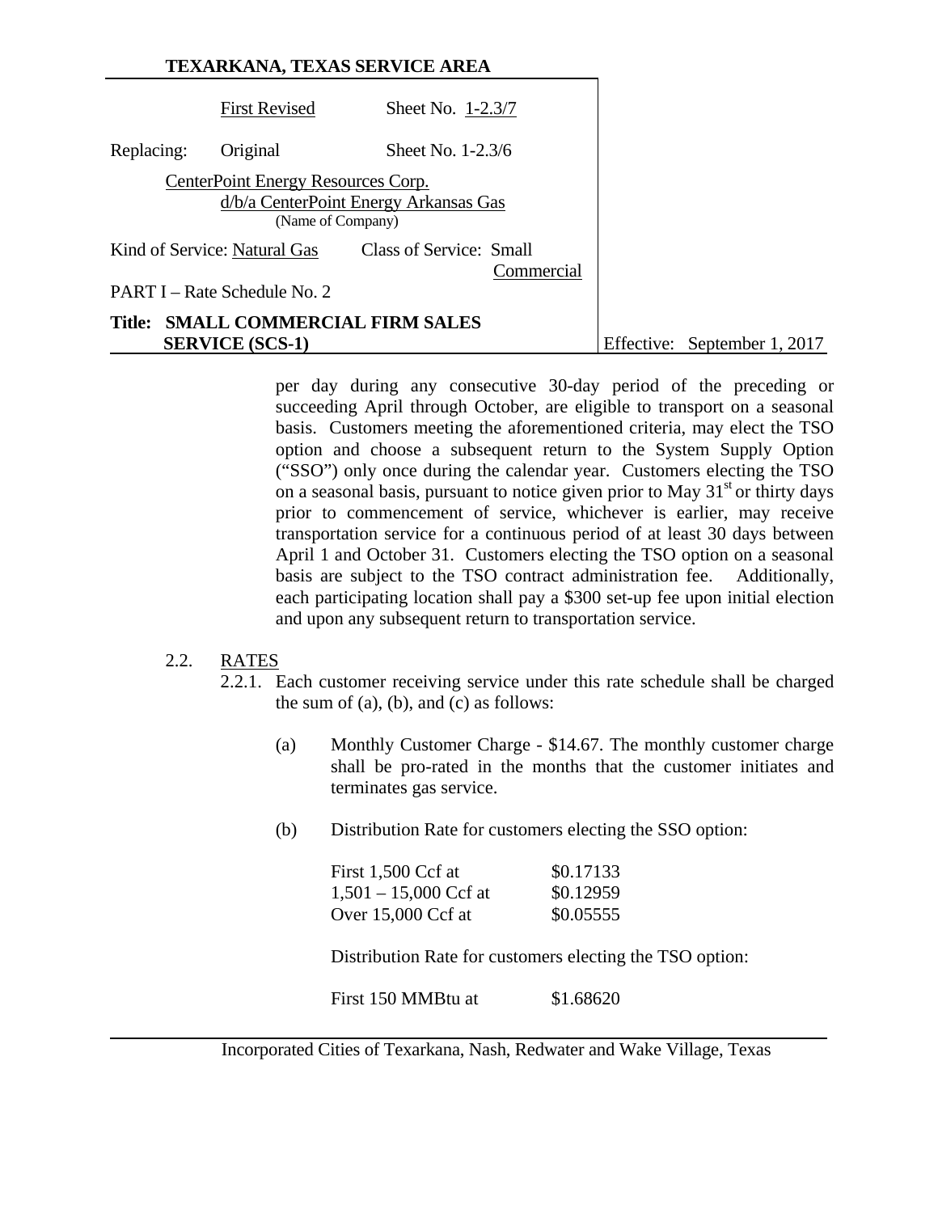per day during any consecutive 30-day period of the preceding or succeeding April through October, are eligible to transport on a seasonal basis. Customers meeting the aforementioned criteria, may elect the TSO option and choose a subsequent return to the System Supply Option ("SSO") only once during the calendar year. Customers electing the TSO on a seasonal basis, pursuant to notice given prior to May 31st or thirty days prior to commencement of service, whichever is earlier, may receive transportation service for a continuous period of at least 30 days between April 1 and October 31. Customers electing the TSO option on a seasonal basis are subject to the TSO contract administration fee. Additionally, each participating location shall pay a $300 set-up fee upon initial election and upon any subsequent return to transportation service.

2.2. RATES

2.2.1. Each customer receiving service under this rate schedule shall be charged the sum of (a), (b), and (c) as follows:

(a) Monthly Customer Charge - $14.67. The monthly customer charge shall be pro-rated in the months that the customer initiates and terminates gas service.

(b) Distribution Rate for customers electing the SSO option:

| | |
|---|---|
| First 1,500 Ccf at | $0.17133 |
| 1,501 – 15,000 Ccf at | $0.12959 |
| Over 15,000 Ccf at | $0.05555 |

Distribution Rate for customers electing the TSO option:

| | |
|---|---|
| First 150 MMBtu at | $1.68620 |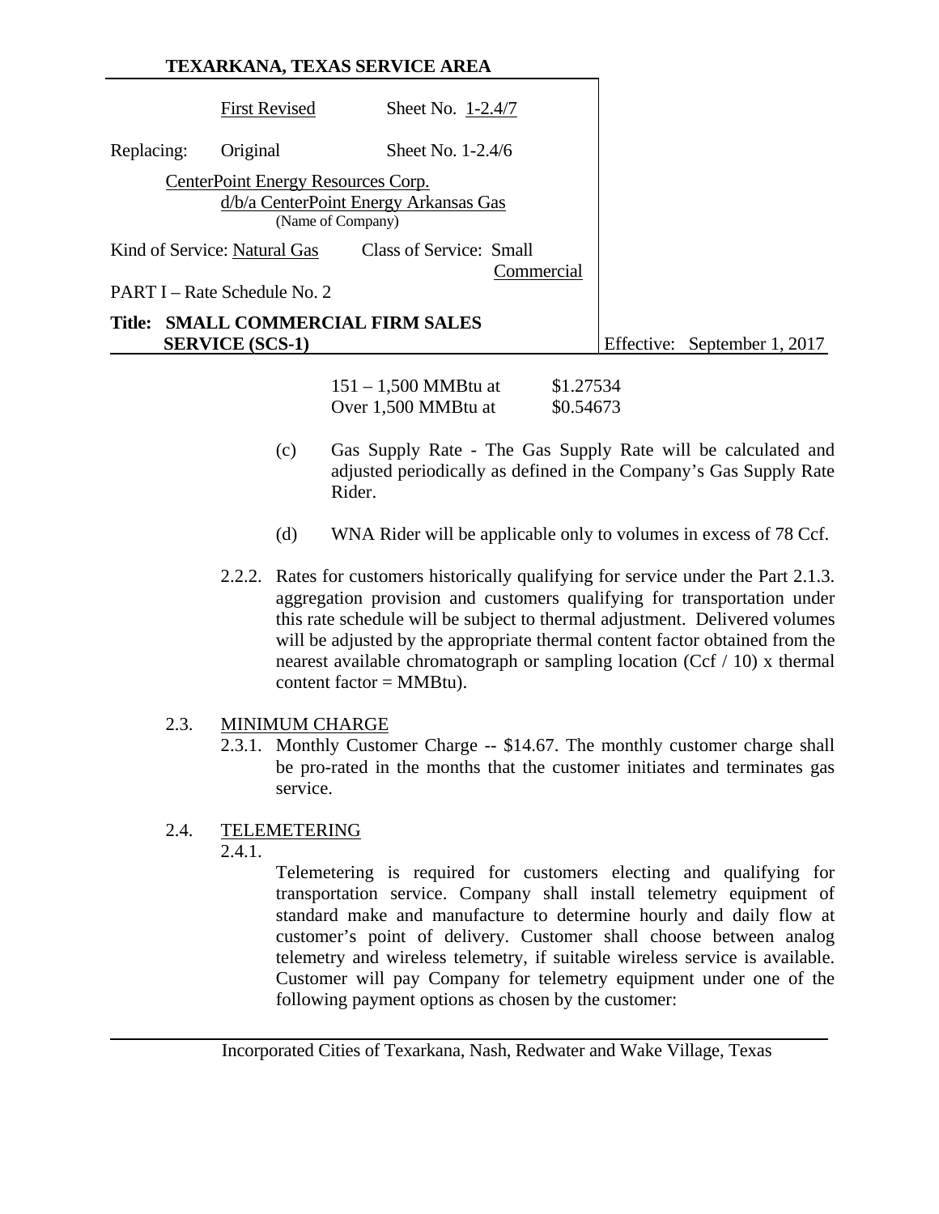**TEXARKANA, TEXAS SERVICE AREA**

| | | |
|---|---|---|
| | First Revised | Sheet No. 1-2.4/7 |
| Replacing: | Original | Sheet No. 1-2.4/6 |

CenterPoint Energy Resources Corp.
d/b/a CenterPoint Energy Arkansas Gas
(Name of Company)

Kind of Service: Natural Gas Class of Service: Small Commercial

PART I – Rate Schedule No. 2

**Title: SMALL COMMERCIAL FIRM SALES SERVICE (SCS-1)**

Effective: September 1, 2017

| | |
|---|---|
| 151 – 1,500 MMBtu at | $1.27534 |
| Over 1,500 MMBtu at | $0.54673 |

(c) Gas Supply Rate - The Gas Supply Rate will be calculated and adjusted periodically as defined in the Company's Gas Supply Rate Rider.

(d) WNA Rider will be applicable only to volumes in excess of 78 Ccf.

2.2.2. Rates for customers historically qualifying for service under the Part 2.1.3. aggregation provision and customers qualifying for transportation under this rate schedule will be subject to thermal adjustment. Delivered volumes will be adjusted by the appropriate thermal content factor obtained from the nearest available chromatograph or sampling location (Ccf / 10) x thermal content factor = MMBtu).

2.3. MINIMUM CHARGE

2.3.1. Monthly Customer Charge -- $14.67. The monthly customer charge shall be pro-rated in the months that the customer initiates and terminates gas service.

2.4. TELEMETERING

2.4.1.

Telemetering is required for customers electing and qualifying for transportation service. Company shall install telemetry equipment of standard make and manufacture to determine hourly and daily flow at customer's point of delivery. Customer shall choose between analog telemetry and wireless telemetry, if suitable wireless service is available. Customer will pay Company for telemetry equipment under one of the following payment options as chosen by the customer:

Incorporated Cities of Texarkana, Nash, Redwater and Wake Village, Texas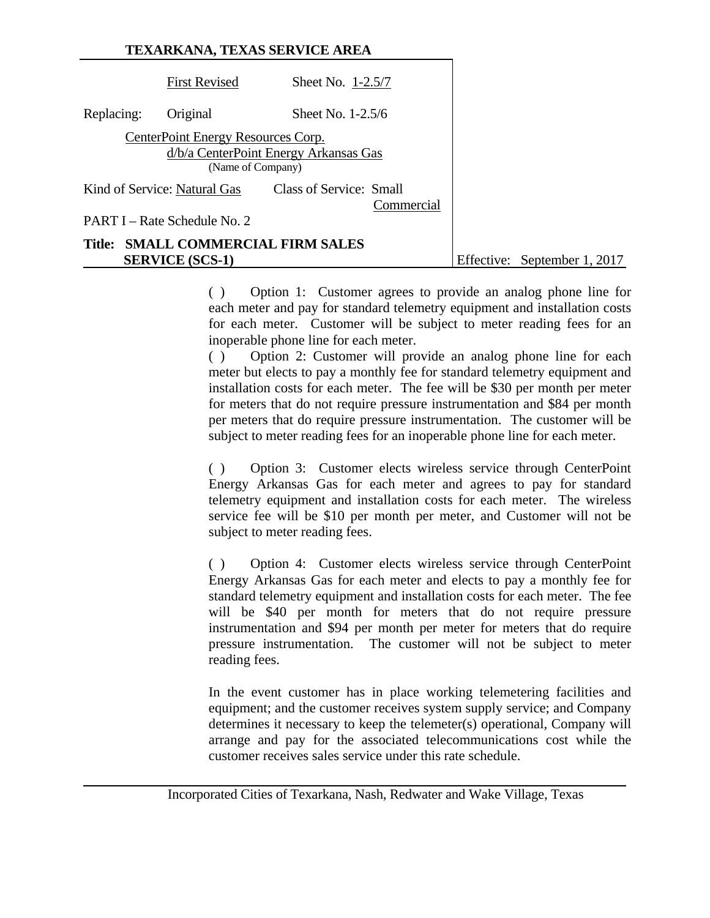**TEXARKANA, TEXAS SERVICE AREA**

| | | |
|---|---|---|
| | First Revised | Sheet No. 1-2.5/7 |
| Replacing: | Original | Sheet No. 1-2.5/6 |

CenterPoint Energy Resources Corp.
d/b/a CenterPoint Energy Arkansas Gas
(Name of Company)

Kind of Service: Natural Gas  Class of Service: Small Commercial

PART I – Rate Schedule No. 2

**Title: SMALL COMMERCIAL FIRM SALES SERVICE (SCS-1)**

Effective: September 1, 2017

( ) Option 1: Customer agrees to provide an analog phone line for each meter and pay for standard telemetry equipment and installation costs for each meter. Customer will be subject to meter reading fees for an inoperable phone line for each meter.

( ) Option 2: Customer will provide an analog phone line for each meter but elects to pay a monthly fee for standard telemetry equipment and installation costs for each meter. The fee will be $30 per month per meter for meters that do not require pressure instrumentation and $84 per month per meters that do require pressure instrumentation. The customer will be subject to meter reading fees for an inoperable phone line for each meter.

( ) Option 3: Customer elects wireless service through CenterPoint Energy Arkansas Gas for each meter and agrees to pay for standard telemetry equipment and installation costs for each meter. The wireless service fee will be $10 per month per meter, and Customer will not be subject to meter reading fees.

( ) Option 4: Customer elects wireless service through CenterPoint Energy Arkansas Gas for each meter and elects to pay a monthly fee for standard telemetry equipment and installation costs for each meter. The fee will be $40 per month for meters that do not require pressure instrumentation and $94 per month per meter for meters that do require pressure instrumentation. The customer will not be subject to meter reading fees.

In the event customer has in place working telemetering facilities and equipment; and the customer receives system supply service; and Company determines it necessary to keep the telemeter(s) operational, Company will arrange and pay for the associated telecommunications cost while the customer receives sales service under this rate schedule.

Incorporated Cities of Texarkana, Nash, Redwater and Wake Village, Texas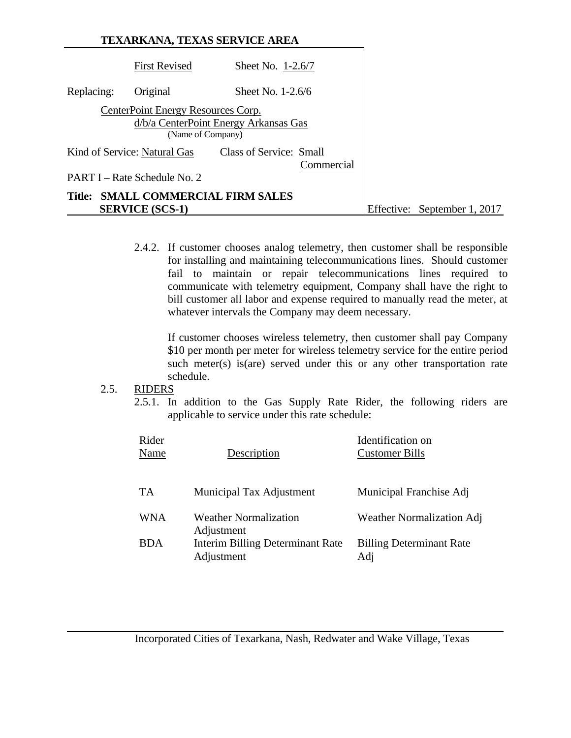**TEXARKANA, TEXAS SERVICE AREA**

| | First Revised | Sheet No. 1-2.6/7 |
|---|---|---|
| Replacing: | Original | Sheet No. 1-2.6/6 |

CenterPoint Energy Resources Corp.
d/b/a CenterPoint Energy Arkansas Gas
(Name of Company)

Kind of Service: Natural Gas Class of Service: Small Commercial

PART I – Rate Schedule No. 2

**Title: SMALL COMMERCIAL FIRM SALES SERVICE (SCS-1)**

Effective: September 1, 2017

2.4.2. If customer chooses analog telemetry, then customer shall be responsible for installing and maintaining telecommunications lines. Should customer fail to maintain or repair telecommunications lines required to communicate with telemetry equipment, Company shall have the right to bill customer all labor and expense required to manually read the meter, at whatever intervals the Company may deem necessary.

If customer chooses wireless telemetry, then customer shall pay Company $10 per month per meter for wireless telemetry service for the entire period such meter(s) is(are) served under this or any other transportation rate schedule.

2.5. RIDERS

2.5.1. In addition to the Gas Supply Rate Rider, the following riders are applicable to service under this rate schedule:

| Rider Name | Description | Identification on Customer Bills |
|---|---|---|
| TA | Municipal Tax Adjustment | Municipal Franchise Adj |
| WNA | Weather Normalization Adjustment | Weather Normalization Adj |
| BDA | Interim Billing Determinant Rate Adjustment | Billing Determinant Rate Adj |

Incorporated Cities of Texarkana, Nash, Redwater and Wake Village, Texas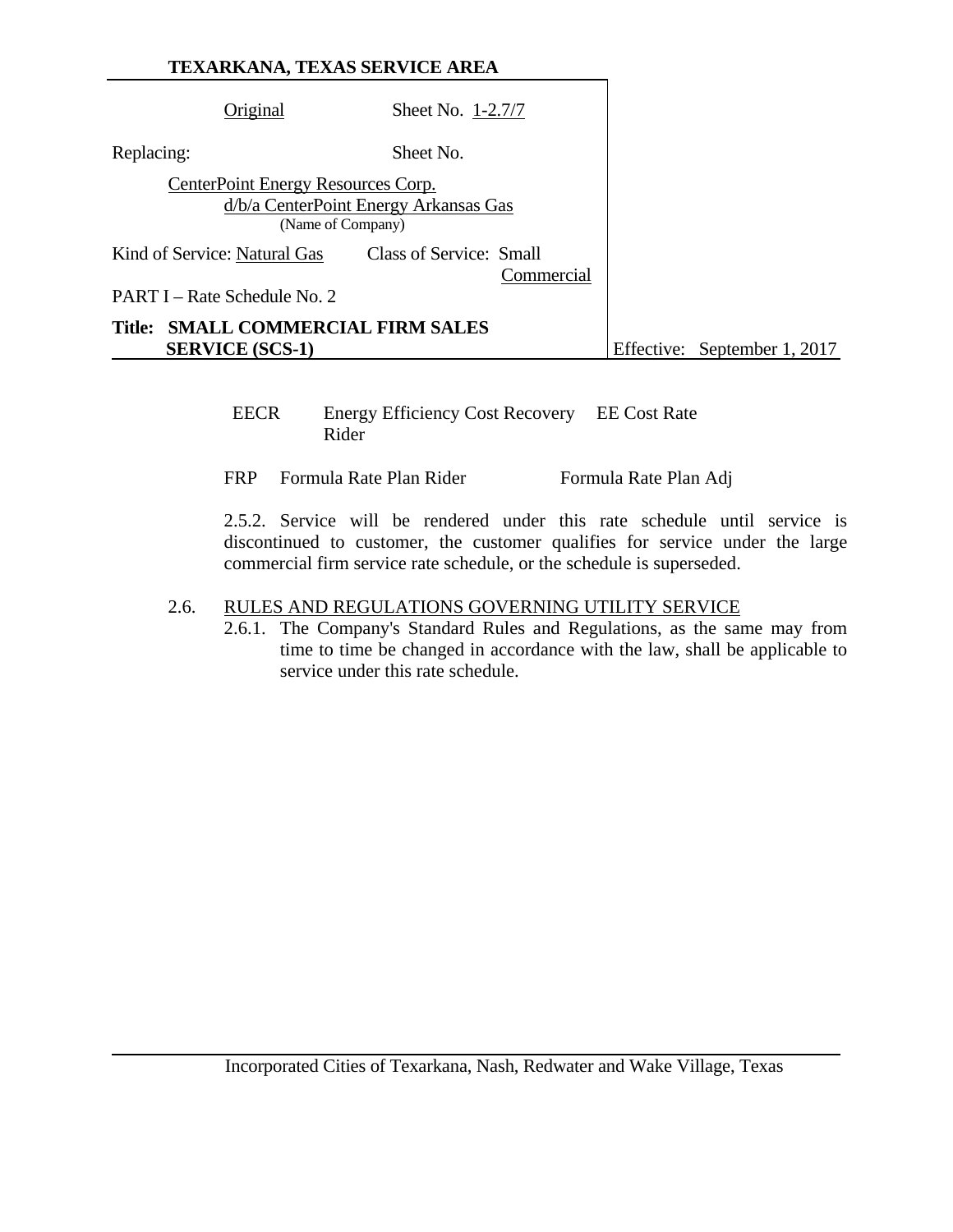**TEXARKANA, TEXAS SERVICE AREA**

| | |
|---|---|
| Original | Sheet No. 1-2.7/7 |
| Replacing: | Sheet No. |

CenterPoint Energy Resources Corp.
d/b/a CenterPoint Energy Arkansas Gas
(Name of Company)

Kind of Service: Natural Gas    Class of Service: Small Commercial

PART I – Rate Schedule No. 2

**Title: SMALL COMMERCIAL FIRM SALES SERVICE (SCS-1)**

Effective: September 1, 2017

| | | |
|---|---|---|
| EECR | Energy Efficiency Cost Recovery Rider | EE Cost Rate |
| FRP | Formula Rate Plan Rider | Formula Rate Plan Adj |

2.5.2. Service will be rendered under this rate schedule until service is discontinued to customer, the customer qualifies for service under the large commercial firm service rate schedule, or the schedule is superseded.

2.6. RULES AND REGULATIONS GOVERNING UTILITY SERVICE

2.6.1. The Company's Standard Rules and Regulations, as the same may from time to time be changed in accordance with the law, shall be applicable to service under this rate schedule.

Incorporated Cities of Texarkana, Nash, Redwater and Wake Village, Texas